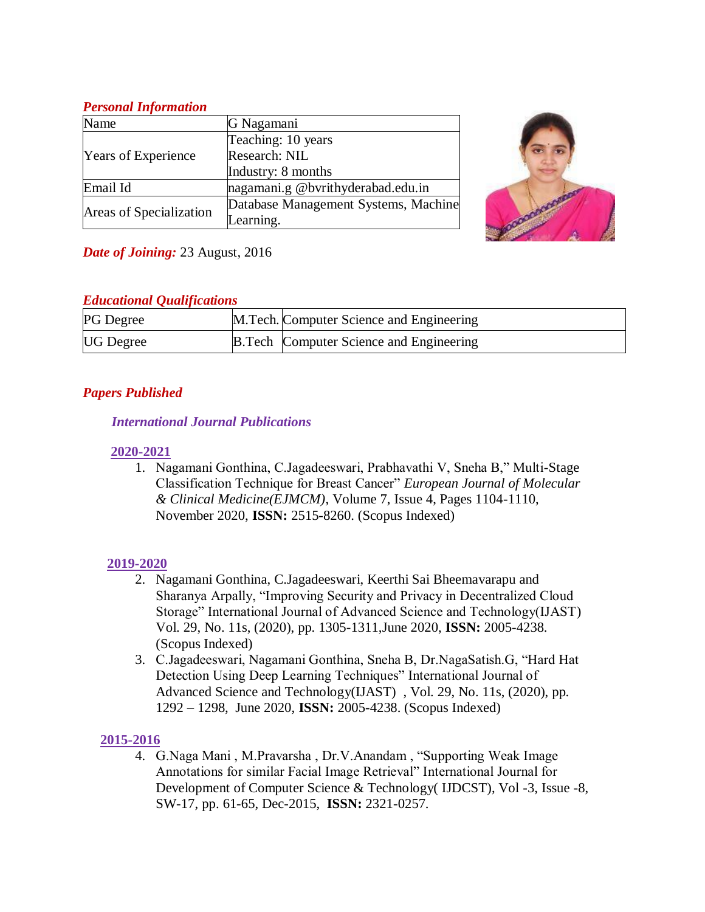### *Personal Information*

| Name | G Nagamani |
|---|---|
| Years of Experience | Teaching: 10 years<br>Research: NIL<br>Industry: 8 months |
| Email Id | nagamani.g @bvrithyderabad.edu.in |
| Areas of Specialization | Database Management Systems, Machine Learning. |

***Date of Joining:*** 23 August, 2016

### *Educational Qualifications*

| PG Degree | M.Tech. | Computer Science and Engineering |
|---|---|---|
| UG Degree | B.Tech | Computer Science and Engineering |

## *Papers Published*

### *International Journal Publications*

**2020-2021**

1. Nagamani Gonthina, C.Jagadeeswari, Prabhavathi V, Sneha B," Multi-Stage Classification Technique for Breast Cancer" *European Journal of Molecular & Clinical Medicine(EJMCM)*, Volume 7, Issue 4, Pages 1104-1110, November 2020, **ISSN:** 2515-8260. (Scopus Indexed)

**2019-2020**

2. Nagamani Gonthina, C.Jagadeeswari, Keerthi Sai Bheemavarapu and Sharanya Arpally, "Improving Security and Privacy in Decentralized Cloud Storage" International Journal of Advanced Science and Technology(IJAST) Vol. 29, No. 11s, (2020), pp. 1305-1311,June 2020, **ISSN:** 2005-4238. (Scopus Indexed)
3. C.Jagadeeswari, Nagamani Gonthina, Sneha B, Dr.NagaSatish.G, "Hard Hat Detection Using Deep Learning Techniques" International Journal of Advanced Science and Technology(IJAST) , Vol. 29, No. 11s, (2020), pp. 1292 – 1298, June 2020, **ISSN:** 2005-4238. (Scopus Indexed)

**2015-2016**

4. G.Naga Mani , M.Pravarsha , Dr.V.Anandam , "Supporting Weak Image Annotations for similar Facial Image Retrieval" International Journal for Development of Computer Science & Technology( IJDCST), Vol -3, Issue -8, SW-17, pp. 61-65, Dec-2015, **ISSN:** 2321-0257.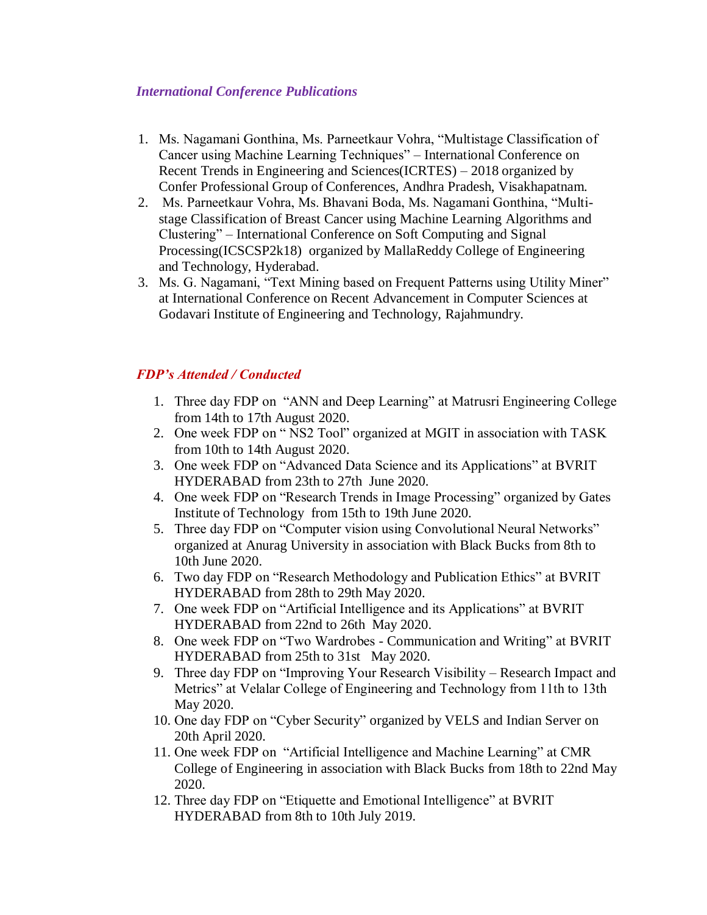### *International Conference Publications*

1. Ms. Nagamani Gonthina, Ms. Parneetkaur Vohra, "Multistage Classification of Cancer using Machine Learning Techniques" – International Conference on Recent Trends in Engineering and Sciences(ICRTES) – 2018 organized by Confer Professional Group of Conferences, Andhra Pradesh, Visakhapatnam.
2. Ms. Parneetkaur Vohra, Ms. Bhavani Boda, Ms. Nagamani Gonthina, "Multi-stage Classification of Breast Cancer using Machine Learning Algorithms and Clustering" – International Conference on Soft Computing and Signal Processing(ICSCSP2k18) organized by MallaReddy College of Engineering and Technology, Hyderabad.
3. Ms. G. Nagamani, "Text Mining based on Frequent Patterns using Utility Miner" at International Conference on Recent Advancement in Computer Sciences at Godavari Institute of Engineering and Technology, Rajahmundry.

### *FDP's Attended / Conducted*

1. Three day FDP on "ANN and Deep Learning" at Matrusri Engineering College from 14th to 17th August 2020.
2. One week FDP on " NS2 Tool" organized at MGIT in association with TASK from 10th to 14th August 2020.
3. One week FDP on "Advanced Data Science and its Applications" at BVRIT HYDERABAD from 23th to 27th June 2020.
4. One week FDP on "Research Trends in Image Processing" organized by Gates Institute of Technology from 15th to 19th June 2020.
5. Three day FDP on "Computer vision using Convolutional Neural Networks" organized at Anurag University in association with Black Bucks from 8th to 10th June 2020.
6. Two day FDP on "Research Methodology and Publication Ethics" at BVRIT HYDERABAD from 28th to 29th May 2020.
7. One week FDP on "Artificial Intelligence and its Applications" at BVRIT HYDERABAD from 22nd to 26th May 2020.
8. One week FDP on "Two Wardrobes - Communication and Writing" at BVRIT HYDERABAD from 25th to 31st May 2020.
9. Three day FDP on "Improving Your Research Visibility – Research Impact and Metrics" at Velalar College of Engineering and Technology from 11th to 13th May 2020.
10. One day FDP on "Cyber Security" organized by VELS and Indian Server on 20th April 2020.
11. One week FDP on "Artificial Intelligence and Machine Learning" at CMR College of Engineering in association with Black Bucks from 18th to 22nd May 2020.
12. Three day FDP on "Etiquette and Emotional Intelligence" at BVRIT HYDERABAD from 8th to 10th July 2019.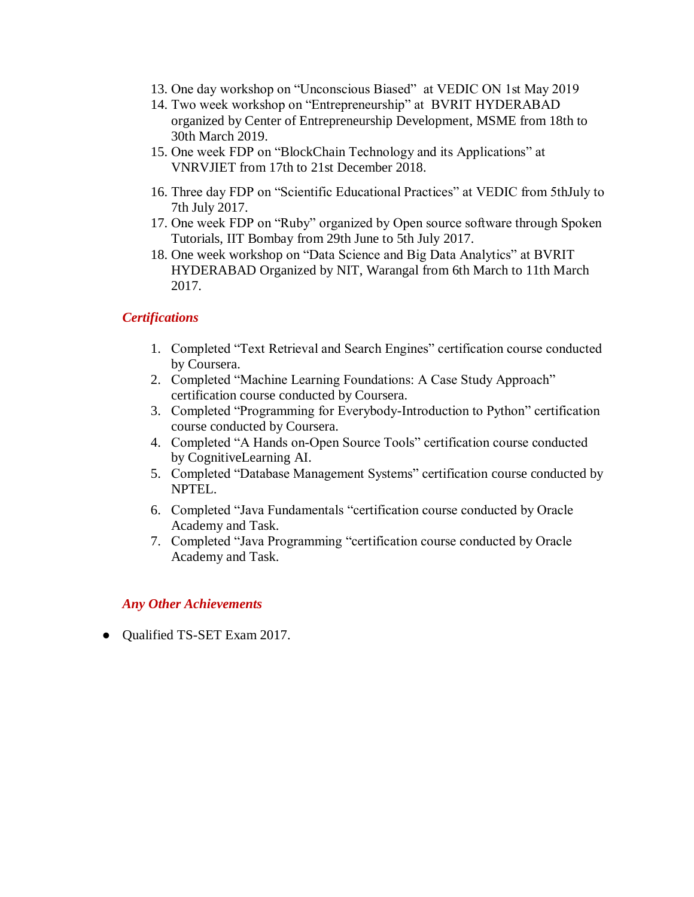13. One day workshop on "Unconscious Biased" at VEDIC ON 1st May 2019
14. Two week workshop on "Entrepreneurship" at BVRIT HYDERABAD organized by Center of Entrepreneurship Development, MSME from 18th to 30th March 2019.
15. One week FDP on "BlockChain Technology and its Applications" at VNRVJIET from 17th to 21st December 2018.
16. Three day FDP on "Scientific Educational Practices" at VEDIC from 5thJuly to 7th July 2017.
17. One week FDP on "Ruby" organized by Open source software through Spoken Tutorials, IIT Bombay from 29th June to 5th July 2017.
18. One week workshop on "Data Science and Big Data Analytics" at BVRIT HYDERABAD Organized by NIT, Warangal from 6th March to 11th March 2017.

### *Certifications*

1. Completed "Text Retrieval and Search Engines" certification course conducted by Coursera.
2. Completed "Machine Learning Foundations: A Case Study Approach" certification course conducted by Coursera.
3. Completed "Programming for Everybody-Introduction to Python" certification course conducted by Coursera.
4. Completed "A Hands on-Open Source Tools" certification course conducted by CognitiveLearning AI.
5. Completed "Database Management Systems" certification course conducted by NPTEL.
6. Completed "Java Fundamentals "certification course conducted by Oracle Academy and Task.
7. Completed "Java Programming "certification course conducted by Oracle Academy and Task.

### *Any Other Achievements*

- Qualified TS-SET Exam 2017.